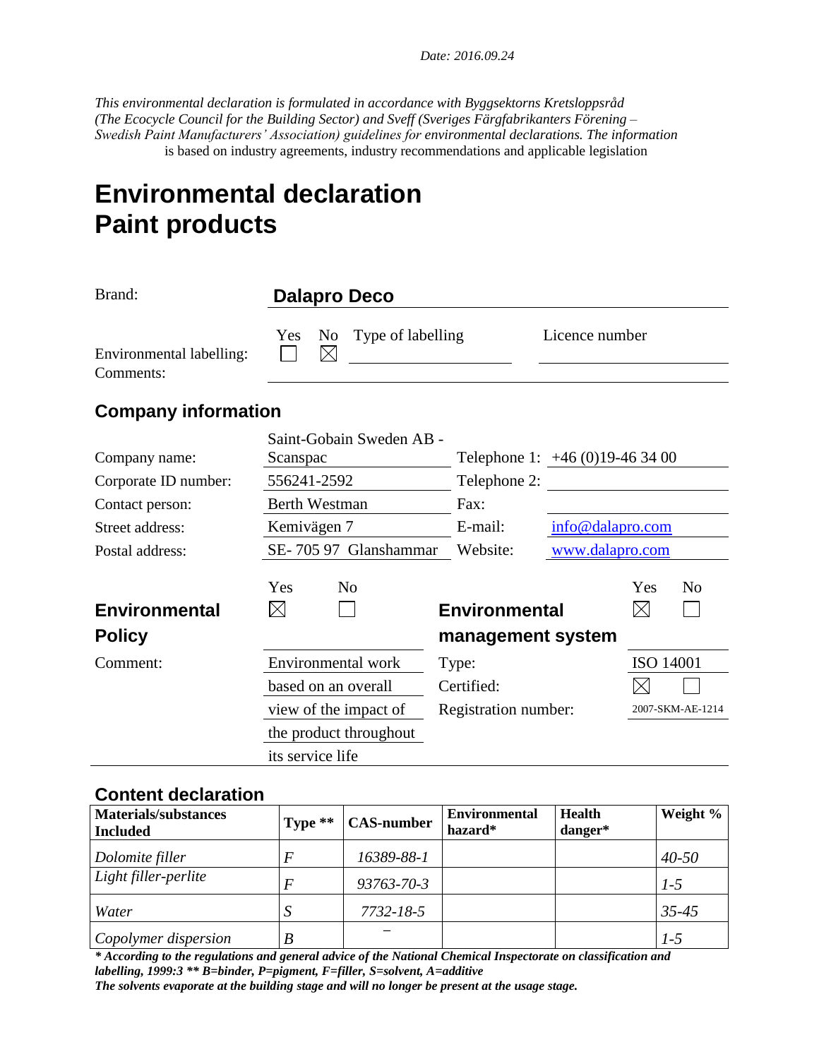*Date: 2016.09.24*

*This environmental declaration is formulated in accordance with Byggsektorns Kretsloppsråd (The Ecocycle Council for the Building Sector) and Sveff (Sveriges Färgfabrikanters Förening – Swedish Paint Manufacturers' Association) guidelines for environmental declarations. The information* is based on industry agreements, industry recommendations and applicable legislation

# Environmental declaration Paint products

Brand: **Dalapro Deco**

| | Yes | No | Type of labelling | Licence number |
|---|---|---|---|---|
| Environmental labelling: | ☐ | ☒ | | |
| Comments: | | | | |

## Company information

| | | | |
|---|---|---|---|
| Company name: | Saint-Gobain Sweden AB - Scanspac | Telephone 1: | +46 (0)19-46 34 00 |
| Corporate ID number: | 556241-2592 | Telephone 2: | |
| Contact person: | Berth Westman | Fax: | |
| Street address: | Kemivägen 7 | E-mail: | info@dalapro.com |
| Postal address: | SE- 705 97 Glanshammar | Website: | www.dalapro.com |

| | Yes | No | | Yes | No |
|---|---|---|---|---|---|
| **Environmental Policy** | ☒ | ☐ | **Environmental management system** | ☒ | ☐ |
| Comment: | Environmental work based on an overall view of the impact of the product throughout its service life | | Type: | ISO 14001 | |
| | | | Certified: | ☒ | ☐ |
| | | | Registration number: | 2007-SKM-AE-1214 | |

## Content declaration

| Materials/substances Included | Type ** | CAS-number | Environmental hazard* | Health danger* | Weight % |
|---|---|---|---|---|---|
| *Dolomite filler* | *F* | *16389-88-1* | | | *40-50* |
| *Light filler-perlite* | *F* | *93763-70-3* | | | *1-5* |
| *Water* | *S* | *7732-18-5* | | | *35-45* |
| *Copolymer dispersion* | *B* | – | | | *1-5* |

***** According to the regulations and general advice of the National Chemical Inspectorate on classification and labelling, 1999:3 ** B=binder, P=pigment, F=filler, S=solvent, A=additive***

***The solvents evaporate at the building stage and will no longer be present at the usage stage.***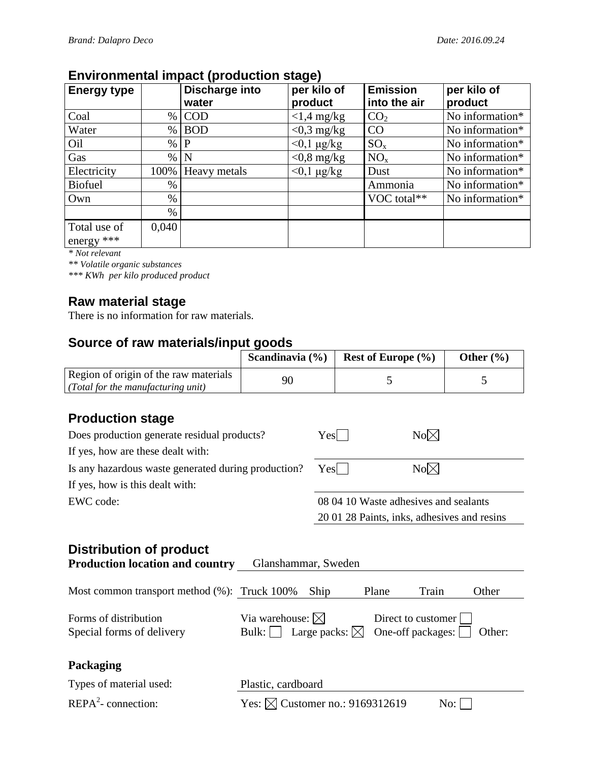## Environmental impact (production stage)

| Energy type | | Discharge into water | per kilo of product | Emission into the air | per kilo of product |
|---|---|---|---|---|---|
| Coal | % | COD | <1,4 mg/kg | $CO_2$ | No information* |
| Water | % | BOD | <0,3 mg/kg | CO | No information* |
| Oil | % | P | <0,1 µg/kg | $SO_x$ | No information* |
| Gas | % | N | <0,8 mg/kg | $NO_x$ | No information* |
| Electricity | 100% | Heavy metals | <0,1 µg/kg | Dust | No information* |
| Biofuel | % | | | Ammonia | No information* |
| Own | % | | | VOC total** | No information* |
| | % | | | | |
| Total use of energy *** | 0,040 | | | | |

*\* Not relevant*

*\*\* Volatile organic substances*

*\*\*\* KWh per kilo produced product*

## Raw material stage

There is no information for raw materials.

## Source of raw materials/input goods

| | Scandinavia (%) | Rest of Europe (%) | Other (%) |
|---|---|---|---|
| Region of origin of the raw materials *(Total for the manufacturing unit)* | 90 | 5 | 5 |

## Production stage

Does production generate residual products? Yes ☐ No ☒

If yes, how are these dealt with:

Is any hazardous waste generated during production? Yes ☐ No ☒

If yes, how is this dealt with:

EWC code: 08 04 10 Waste adhesives and sealants
20 01 28 Paints, inks, adhesives and resins

## Distribution of product

**Production location and country** Glanshammar, Sweden

Most common transport method (%): Truck 100% Ship Plane Train Other

Forms of distribution: Via warehouse: ☒ Direct to customer ☐

Special forms of delivery: Bulk: ☐ Large packs: ☒ One-off packages: ☐ Other:

### Packaging

Types of material used: Plastic, cardboard

REPA[2]- connection: Yes: ☒ Customer no.: 9169312619 No: ☐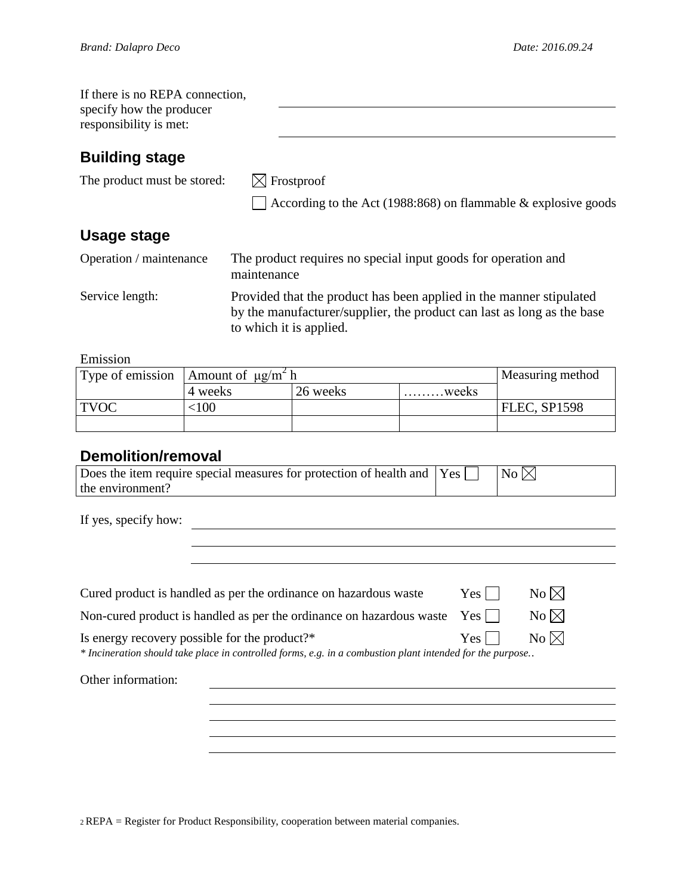If there is no REPA connection, specify how the producer responsibility is met: ______________________

## Building stage

The product must be stored: ☒ Frostproof

☐ According to the Act (1988:868) on flammable & explosive goods

## Usage stage

Operation / maintenance: The product requires no special input goods for operation and maintenance

Service length: Provided that the product has been applied in the manner stipulated by the manufacturer/supplier, the product can last as long as the base to which it is applied.

Emission

| Type of emission | Amount of μg/m[2] h | | | Measuring method |
|---|---|---|---|---|
| | 4 weeks | 26 weeks | ………weeks | |
| TVOC | <100 | | | FLEC, SP1598 |
| | | | | |

## Demolition/removal

| | | |
|---|---|---|
| Does the item require special measures for protection of health and the environment? | Yes ☐ | No ☒ |

If yes, specify how: ______________________

Cured product is handled as per the ordinance on hazardous waste Yes ☐ No ☒

Non-cured product is handled as per the ordinance on hazardous waste Yes ☐ No ☒

Is energy recovery possible for the product?* Yes ☐ No ☒

*\* Incineration should take place in controlled forms, e.g. in a combustion plant intended for the purpose..*

Other information: ______________________

2 REPA = Register for Product Responsibility, cooperation between material companies.